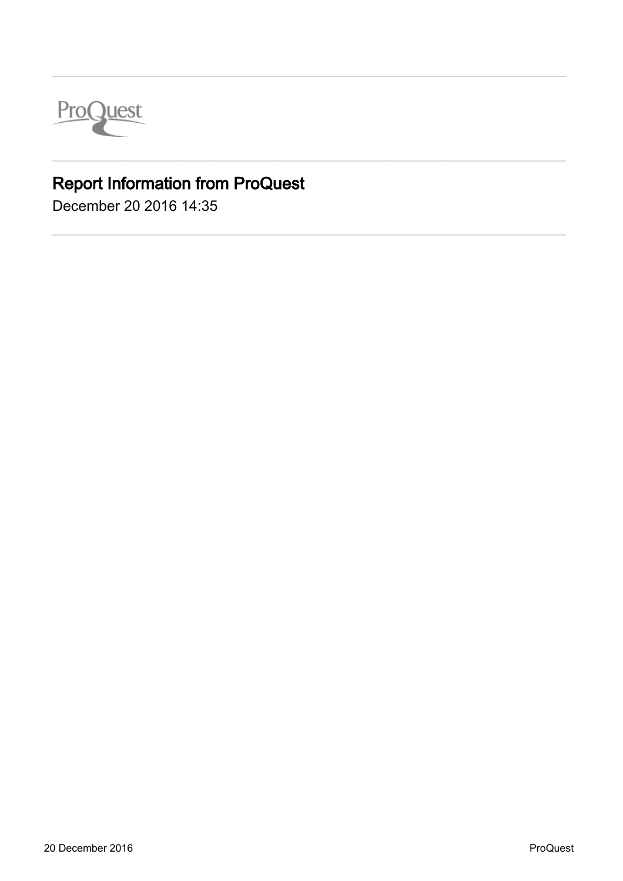ProQuest

# Report Information from ProQuest

December 20 2016 14:35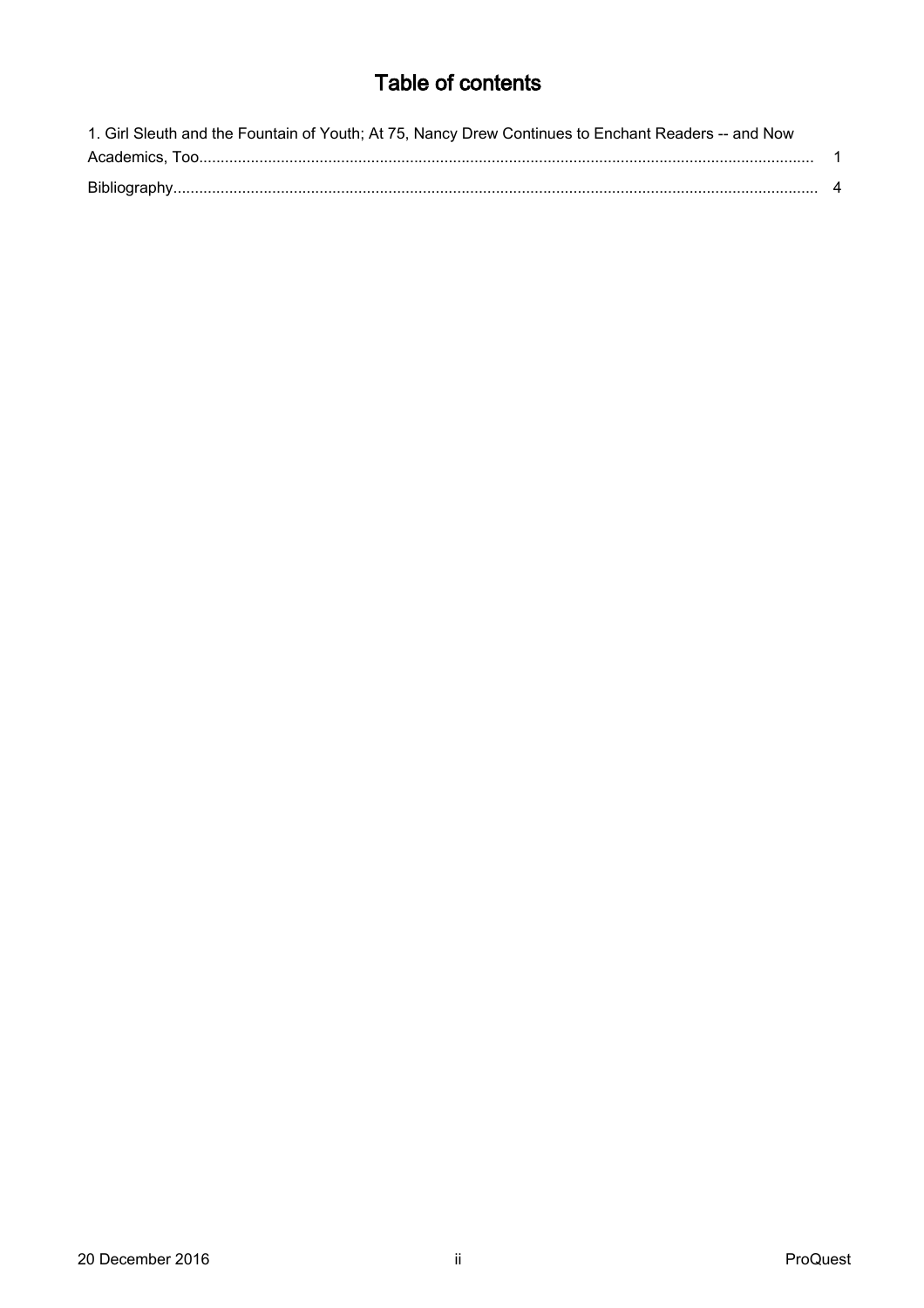# Table of contents

1. Girl Sleuth and the Fountain of Youth; At 75, Nancy Drew Continues to Enchant Readers -- and Now Academics, Too............................................................................................................................................ 1

Bibliography.................................................................................................................................................... 4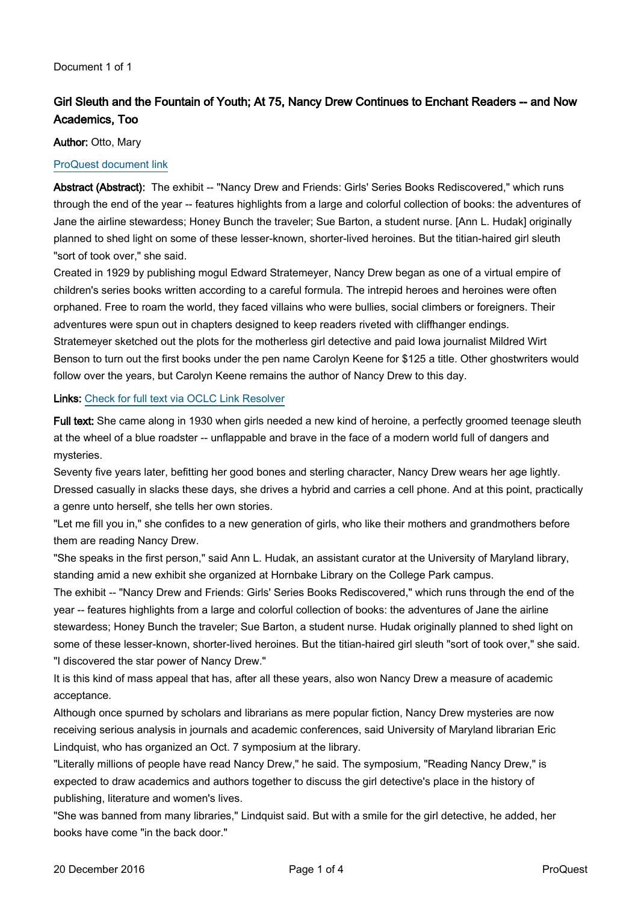Document 1 of 1

## Girl Sleuth and the Fountain of Youth; At 75, Nancy Drew Continues to Enchant Readers -- and Now Academics, Too

**Author:** Otto, Mary

ProQuest document link

**Abstract (Abstract):** The exhibit -- "Nancy Drew and Friends: Girls' Series Books Rediscovered," which runs through the end of the year -- features highlights from a large and colorful collection of books: the adventures of Jane the airline stewardess; Honey Bunch the traveler; Sue Barton, a student nurse. [Ann L. Hudak] originally planned to shed light on some of these lesser-known, shorter-lived heroines. But the titian-haired girl sleuth "sort of took over," she said.

Created in 1929 by publishing mogul Edward Stratemeyer, Nancy Drew began as one of a virtual empire of children's series books written according to a careful formula. The intrepid heroes and heroines were often orphaned. Free to roam the world, they faced villains who were bullies, social climbers or foreigners. Their adventures were spun out in chapters designed to keep readers riveted with cliffhanger endings.

Stratemeyer sketched out the plots for the motherless girl detective and paid Iowa journalist Mildred Wirt Benson to turn out the first books under the pen name Carolyn Keene for $125 a title. Other ghostwriters would follow over the years, but Carolyn Keene remains the author of Nancy Drew to this day.

**Links:** Check for full text via OCLC Link Resolver

**Full text:** She came along in 1930 when girls needed a new kind of heroine, a perfectly groomed teenage sleuth at the wheel of a blue roadster -- unflappable and brave in the face of a modern world full of dangers and mysteries.

Seventy five years later, befitting her good bones and sterling character, Nancy Drew wears her age lightly. Dressed casually in slacks these days, she drives a hybrid and carries a cell phone. And at this point, practically a genre unto herself, she tells her own stories.

"Let me fill you in," she confides to a new generation of girls, who like their mothers and grandmothers before them are reading Nancy Drew.

"She speaks in the first person," said Ann L. Hudak, an assistant curator at the University of Maryland library, standing amid a new exhibit she organized at Hornbake Library on the College Park campus.

The exhibit -- "Nancy Drew and Friends: Girls' Series Books Rediscovered," which runs through the end of the year -- features highlights from a large and colorful collection of books: the adventures of Jane the airline stewardess; Honey Bunch the traveler; Sue Barton, a student nurse. Hudak originally planned to shed light on some of these lesser-known, shorter-lived heroines. But the titian-haired girl sleuth "sort of took over," she said. "I discovered the star power of Nancy Drew."

It is this kind of mass appeal that has, after all these years, also won Nancy Drew a measure of academic acceptance.

Although once spurned by scholars and librarians as mere popular fiction, Nancy Drew mysteries are now receiving serious analysis in journals and academic conferences, said University of Maryland librarian Eric Lindquist, who has organized an Oct. 7 symposium at the library.

"Literally millions of people have read Nancy Drew," he said. The symposium, "Reading Nancy Drew," is expected to draw academics and authors together to discuss the girl detective's place in the history of publishing, literature and women's lives.

"She was banned from many libraries," Lindquist said. But with a smile for the girl detective, he added, her books have come "in the back door."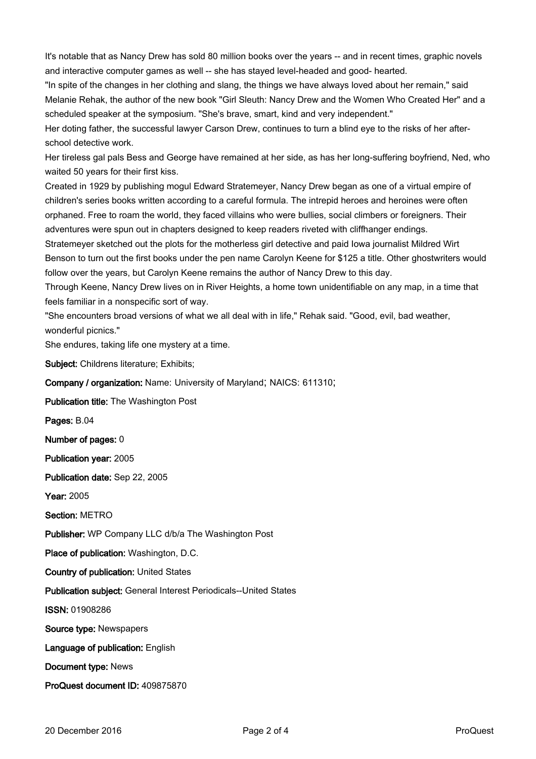It's notable that as Nancy Drew has sold 80 million books over the years -- and in recent times, graphic novels and interactive computer games as well -- she has stayed level-headed and good- hearted.

"In spite of the changes in her clothing and slang, the things we have always loved about her remain," said Melanie Rehak, the author of the new book "Girl Sleuth: Nancy Drew and the Women Who Created Her" and a scheduled speaker at the symposium. "She's brave, smart, kind and very independent."

Her doting father, the successful lawyer Carson Drew, continues to turn a blind eye to the risks of her after-school detective work.

Her tireless gal pals Bess and George have remained at her side, as has her long-suffering boyfriend, Ned, who waited 50 years for their first kiss.

Created in 1929 by publishing mogul Edward Stratemeyer, Nancy Drew began as one of a virtual empire of children's series books written according to a careful formula. The intrepid heroes and heroines were often orphaned. Free to roam the world, they faced villains who were bullies, social climbers or foreigners. Their adventures were spun out in chapters designed to keep readers riveted with cliffhanger endings.

Stratemeyer sketched out the plots for the motherless girl detective and paid Iowa journalist Mildred Wirt Benson to turn out the first books under the pen name Carolyn Keene for $125 a title. Other ghostwriters would follow over the years, but Carolyn Keene remains the author of Nancy Drew to this day.

Through Keene, Nancy Drew lives on in River Heights, a home town unidentifiable on any map, in a time that feels familiar in a nonspecific sort of way.

"She encounters broad versions of what we all deal with in life," Rehak said. "Good, evil, bad weather, wonderful picnics."

She endures, taking life one mystery at a time.

**Subject:** Childrens literature; Exhibits;

**Company / organization:** Name: University of Maryland; NAICS: 611310;

**Publication title:** The Washington Post

**Pages:** B.04

**Number of pages:** 0

**Publication year:** 2005

**Publication date:** Sep 22, 2005

**Year:** 2005

**Section:** METRO

**Publisher:** WP Company LLC d/b/a The Washington Post

**Place of publication:** Washington, D.C.

**Country of publication:** United States

**Publication subject:** General Interest Periodicals--United States

**ISSN:** 01908286

**Source type:** Newspapers

**Language of publication:** English

**Document type:** News

**ProQuest document ID:** 409875870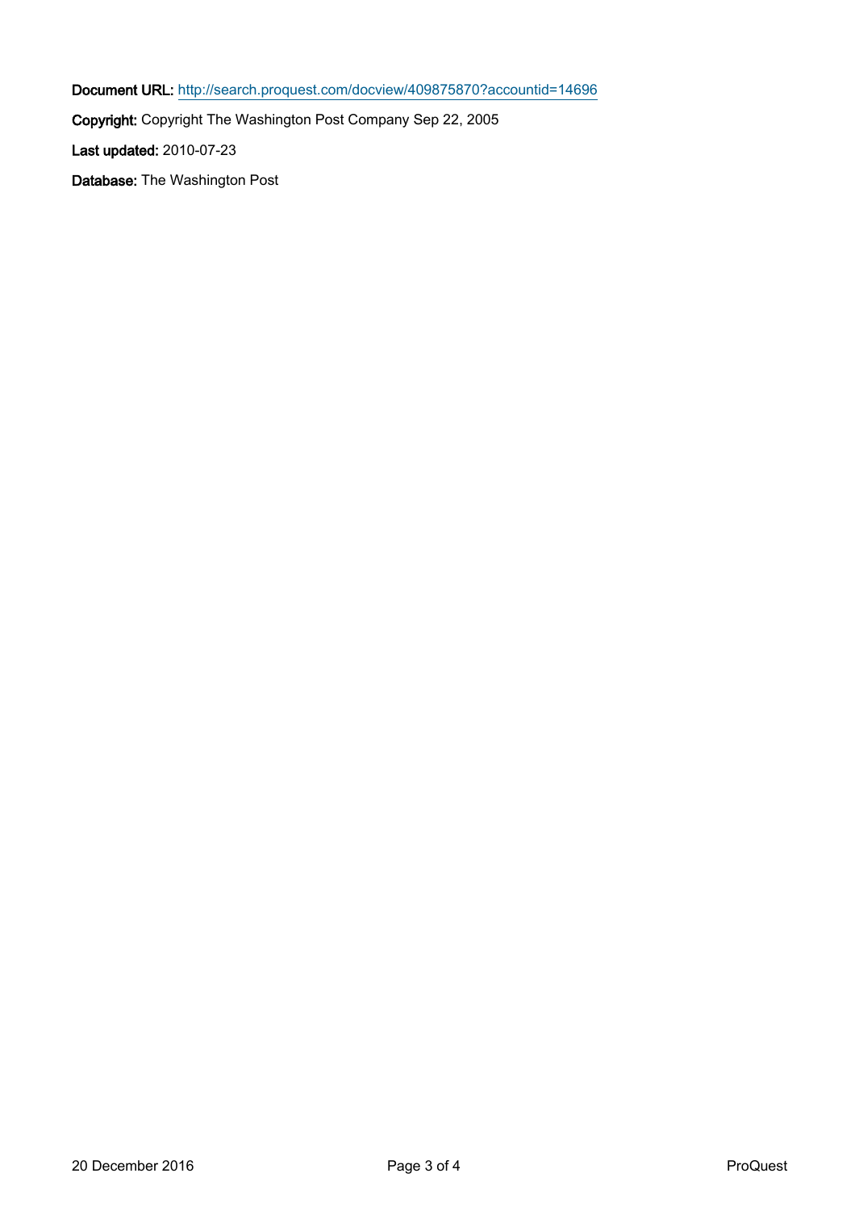**Document URL:** http://search.proquest.com/docview/409875870?accountid=14696

**Copyright:** Copyright The Washington Post Company Sep 22, 2005

**Last updated:** 2010-07-23

**Database:** The Washington Post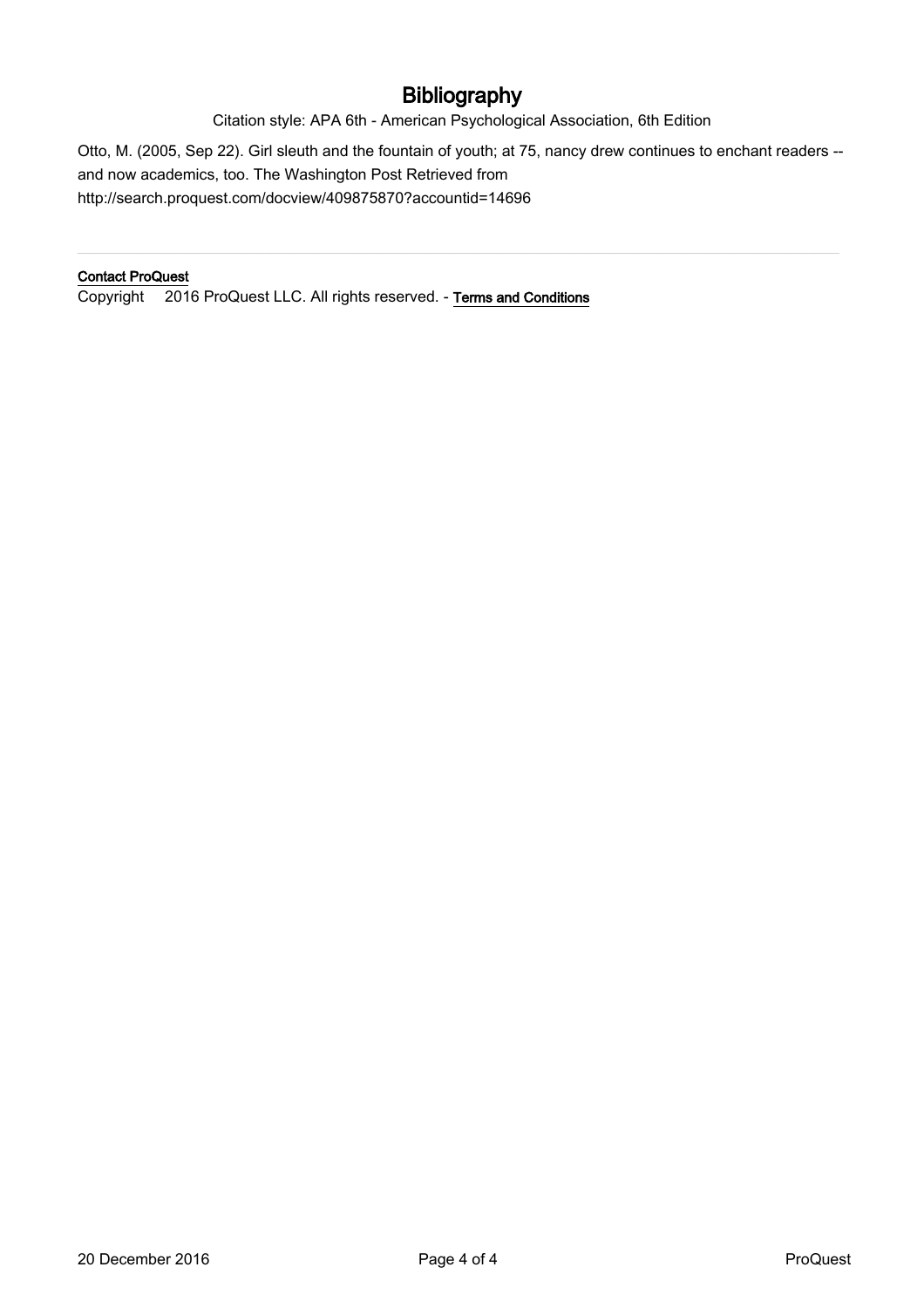# Bibliography

Citation style: APA 6th - American Psychological Association, 6th Edition

Otto, M. (2005, Sep 22). Girl sleuth and the fountain of youth; at 75, nancy drew continues to enchant readers -- and now academics, too. The Washington Post Retrieved from http://search.proquest.com/docview/409875870?accountid=14696

---

Contact ProQuest

Copyright 2016 ProQuest LLC. All rights reserved. - Terms and Conditions